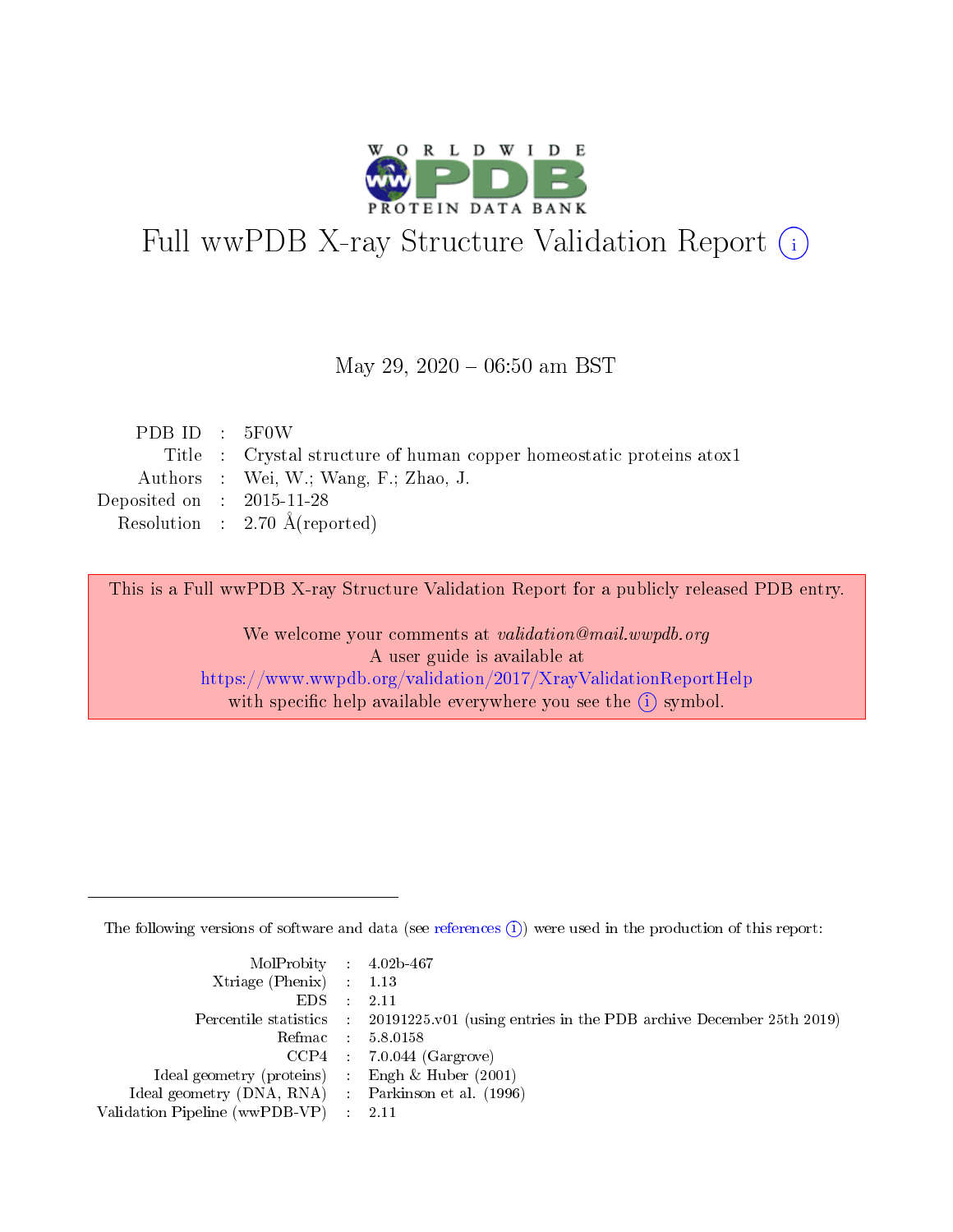# Full wwPDB X-ray Structure Validation Report (i)

May 29, 2020 – 06:50 am BST

| | | |
|---|---|---|
| PDB ID | : | 5F0W |
| Title | : | Crystal structure of human copper homeostatic proteins atox1 |
| Authors | : | Wei, W.; Wang, F.; Zhao, J. |
| Deposited on | : | 2015-11-28 |
| Resolution | : | 2.70 Å(reported) |

This is a Full wwPDB X-ray Structure Validation Report for a publicly released PDB entry.

We welcome your comments at *validation@mail.wwpdb.org*
A user guide is available at
https://www.wwpdb.org/validation/2017/XrayValidationReportHelp
with specific help available everywhere you see the (i) symbol.

The following versions of software and data (see references (i)) were used in the production of this report:

| | | |
|---|---|---|
| MolProbity | : | 4.02b-467 |
| Xtriage (Phenix) | : | 1.13 |
| EDS | : | 2.11 |
| Percentile statistics | : | 20191225.v01 (using entries in the PDB archive December 25th 2019) |
| Refmac | : | 5.8.0158 |
| CCP4 | : | 7.0.044 (Gargrove) |
| Ideal geometry (proteins) | : | Engh & Huber (2001) |
| Ideal geometry (DNA, RNA) | : | Parkinson et al. (1996) |
| Validation Pipeline (wwPDB-VP) | : | 2.11 |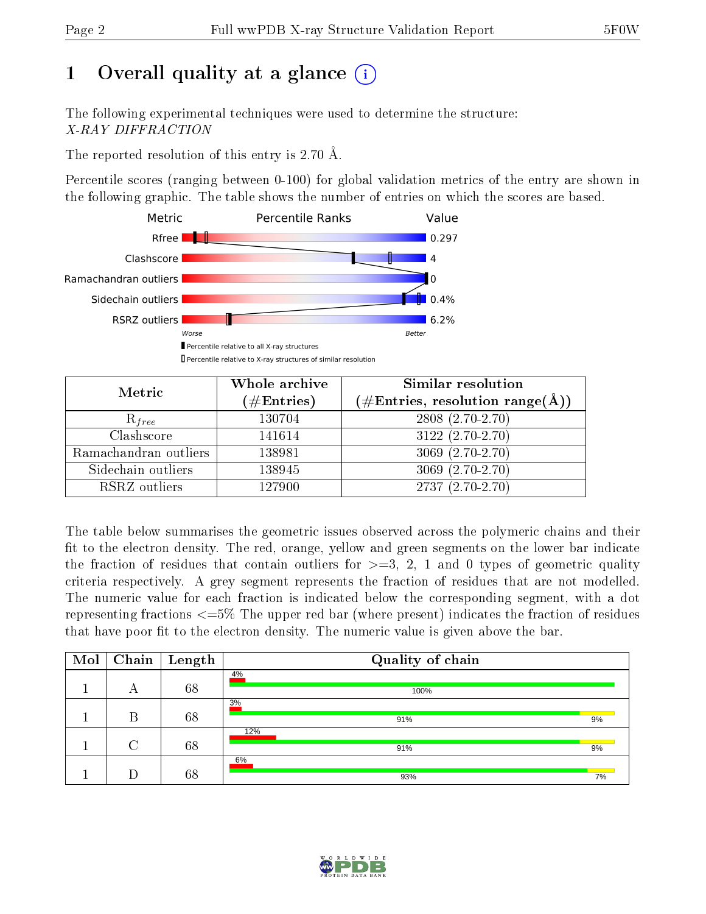# 1 Overall quality at a glance

The following experimental techniques were used to determine the structure:
*X-RAY DIFFRACTION*

The reported resolution of this entry is 2.70 Å.

Percentile scores (ranging between 0-100) for global validation metrics of the entry are shown in the following graphic. The table shows the number of entries on which the scores are based.

| Metric | Value |
|---|---|
| Rfree | 0.297 |
| Clashscore | 4 |
| Ramachandran outliers | 0 |
| Sidechain outliers | 0.4% |
| RSRZ outliers | 6.2% |

| Metric | Whole archive (#Entries) | Similar resolution (#Entries, resolution range(Å)) |
|---|---|---|
| $R_{free}$ | 130704 | 2808 (2.70-2.70) |
| Clashscore | 141614 | 3122 (2.70-2.70) |
| Ramachandran outliers | 138981 | 3069 (2.70-2.70) |
| Sidechain outliers | 138945 | 3069 (2.70-2.70) |
| RSRZ outliers | 127900 | 2737 (2.70-2.70) |

The table below summarises the geometric issues observed across the polymeric chains and their fit to the electron density. The red, orange, yellow and green segments on the lower bar indicate the fraction of residues that contain outliers for >=3, 2, 1 and 0 types of geometric quality criteria respectively. A grey segment represents the fraction of residues that are not modelled. The numeric value for each fraction is indicated below the corresponding segment, with a dot representing fractions <=5% The upper red bar (where present) indicates the fraction of residues that have poor fit to the electron density. The numeric value is given above the bar.

| Mol | Chain | Length | Quality of chain |
|---|---|---|---|
| 1 | A | 68 | 4%; 100% |
| 1 | B | 68 | 3%; 91%, 9% |
| 1 | C | 68 | 12%; 91%, 9% |
| 1 | D | 68 | 6%; 93%, 7% |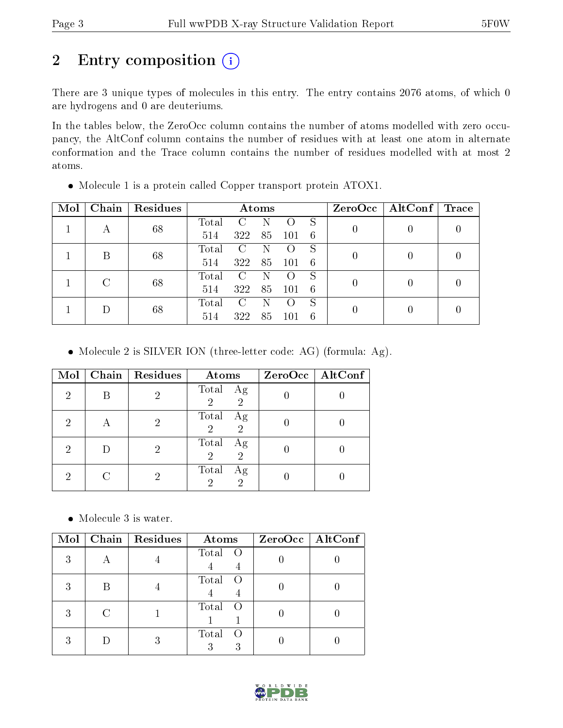# 2 Entry composition

There are 3 unique types of molecules in this entry. The entry contains 2076 atoms, of which 0 are hydrogens and 0 are deuteriums.

In the tables below, the ZeroOcc column contains the number of atoms modelled with zero occupancy, the AltConf column contains the number of residues with at least one atom in alternate conformation and the Trace column contains the number of residues modelled with at most 2 atoms.

- Molecule 1 is a protein called Copper transport protein ATOX1.

| Mol | Chain | Residues | Atoms | | | | | ZeroOcc | AltConf | Trace |
|---|---|---|---|---|---|---|---|---|---|---|
| 1 | A | 68 | Total<br>514 | C<br>322 | N<br>85 | O<br>101 | S<br>6 | 0 | 0 | 0 |
| 1 | B | 68 | Total<br>514 | C<br>322 | N<br>85 | O<br>101 | S<br>6 | 0 | 0 | 0 |
| 1 | C | 68 | Total<br>514 | C<br>322 | N<br>85 | O<br>101 | S<br>6 | 0 | 0 | 0 |
| 1 | D | 68 | Total<br>514 | C<br>322 | N<br>85 | O<br>101 | S<br>6 | 0 | 0 | 0 |

- Molecule 2 is SILVER ION (three-letter code: AG) (formula: Ag).

| Mol | Chain | Residues | Atoms | | ZeroOcc | AltConf |
|---|---|---|---|---|---|---|
| 2 | B | 2 | Total<br>2 | Ag<br>2 | 0 | 0 |
| 2 | A | 2 | Total<br>2 | Ag<br>2 | 0 | 0 |
| 2 | D | 2 | Total<br>2 | Ag<br>2 | 0 | 0 |
| 2 | C | 2 | Total<br>2 | Ag<br>2 | 0 | 0 |

- Molecule 3 is water.

| Mol | Chain | Residues | Atoms | | ZeroOcc | AltConf |
|---|---|---|---|---|---|---|
| 3 | A | 4 | Total<br>4 | O<br>4 | 0 | 0 |
| 3 | B | 4 | Total<br>4 | O<br>4 | 0 | 0 |
| 3 | C | 1 | Total<br>1 | O<br>1 | 0 | 0 |
| 3 | D | 3 | Total<br>3 | O<br>3 | 0 | 0 |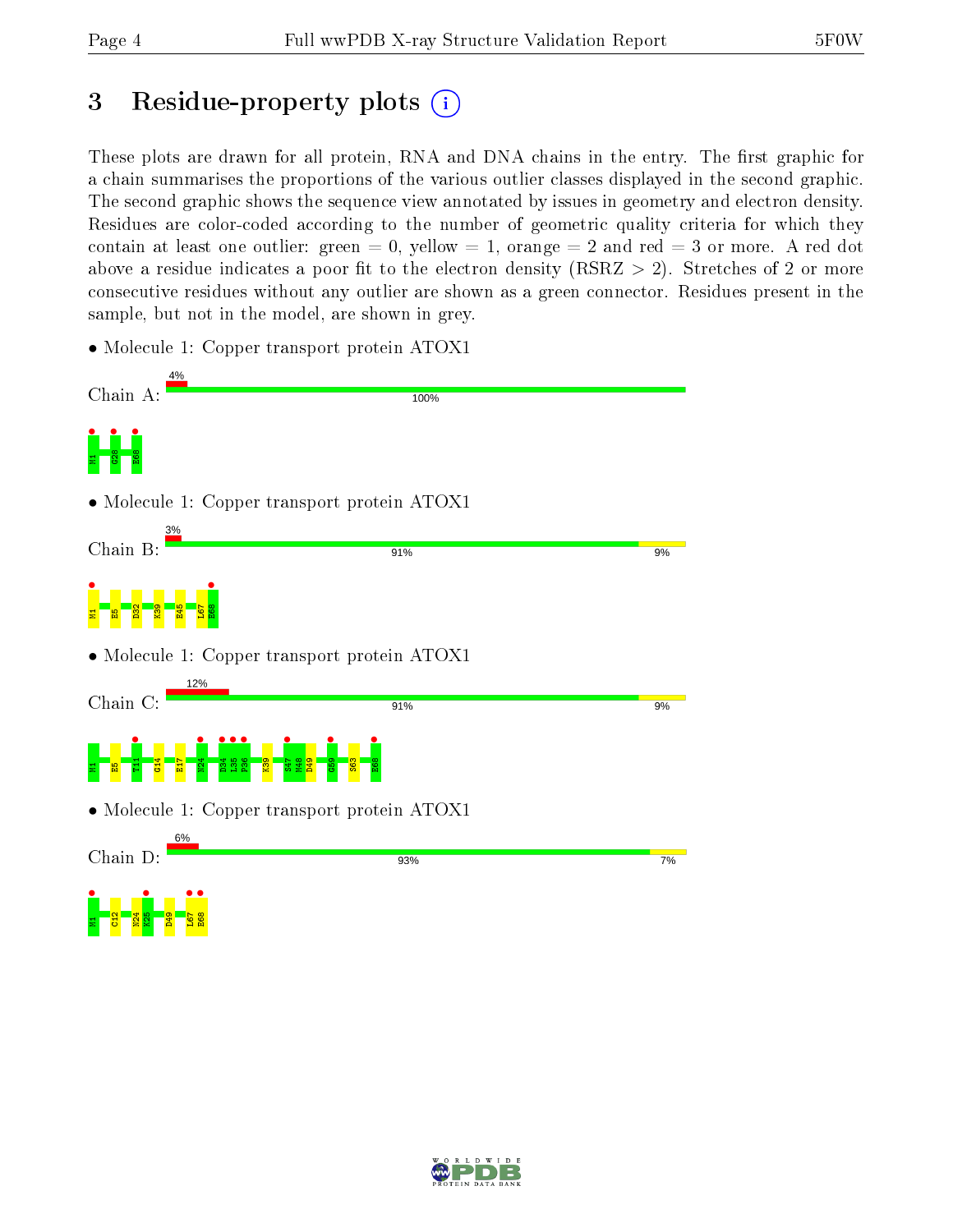# 3 Residue-property plots

These plots are drawn for all protein, RNA and DNA chains in the entry. The first graphic for a chain summarises the proportions of the various outlier classes displayed in the second graphic. The second graphic shows the sequence view annotated by issues in geometry and electron density. Residues are color-coded according to the number of geometric quality criteria for which they contain at least one outlier: green = 0, yellow = 1, orange = 2 and red = 3 or more. A red dot above a residue indicates a poor fit to the electron density (RSRZ > 2). Stretches of 2 or more consecutive residues without any outlier are shown as a green connector. Residues present in the sample, but not in the model, are shown in grey.

- Molecule 1: Copper transport protein ATOX1

Chain A: 4% | 100%

M1 G28 E68

- Molecule 1: Copper transport protein ATOX1

Chain B: 3% | 91% | 9%

M1 E5 D32 K39 E45 L67 E68

- Molecule 1: Copper transport protein ATOX1

Chain C: 12% | 91% | 9%

M1 E5 T11 G14 E17 N24 D34 L35 P36 K39 S47 M48 D49 G59 S63 E68

- Molecule 1: Copper transport protein ATOX1

Chain D: 6% | 93% | 7%

M1 C12 N24 K25 D49 L67 E68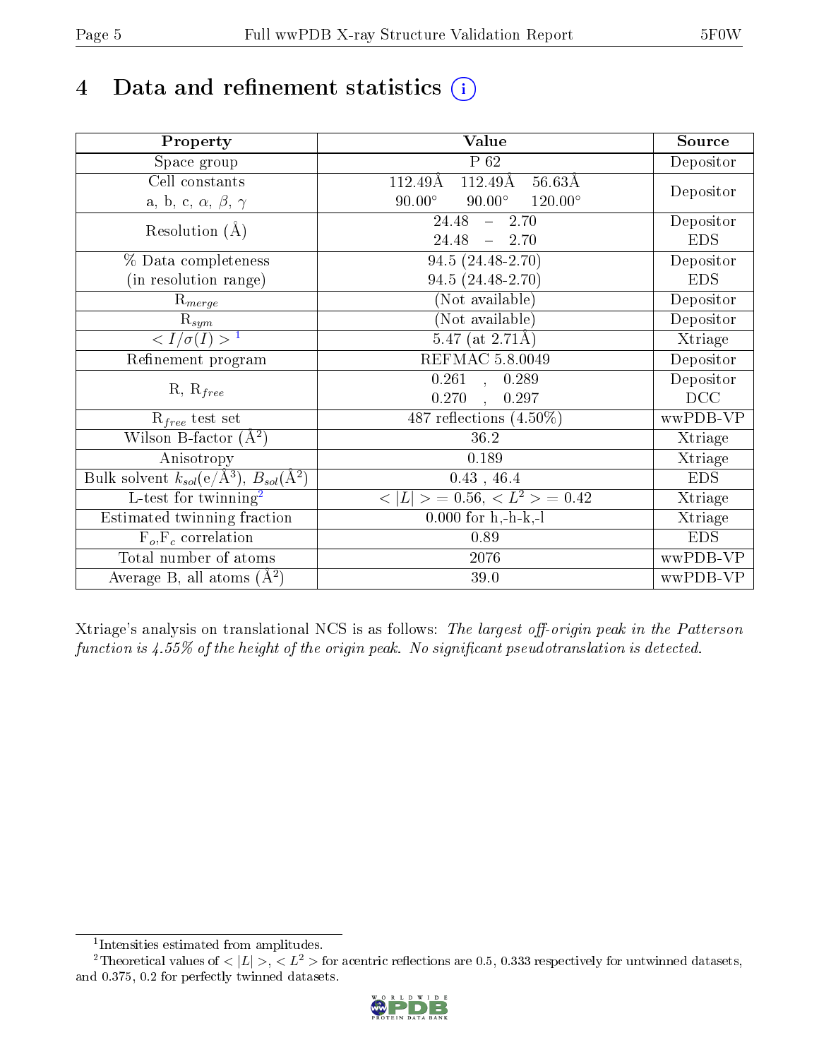# 4 Data and refinement statistics (i)

| Property | Value | Source |
|---|---|---|
| Space group | P 62 | Depositor |
| Cell constants<br>a, b, c, $\alpha$, $\beta$, $\gamma$ | 112.49Å 112.49Å 56.63Å<br>90.00° 90.00° 120.00° | Depositor |
| Resolution (Å) | 24.48 – 2.70<br>24.48 – 2.70 | Depositor<br>EDS |
| % Data completeness<br>(in resolution range) | 94.5 (24.48-2.70)<br>94.5 (24.48-2.70) | Depositor<br>EDS |
| $R_{merge}$ | (Not available) | Depositor |
| $R_{sym}$ | (Not available) | Depositor |
| $< I/\sigma(I) >$ [1] | 5.47 (at 2.71Å) | Xtriage |
| Refinement program | REFMAC 5.8.0049 | Depositor |
| R, $R_{free}$ | 0.261 , 0.289<br>0.270 , 0.297 | Depositor<br>DCC |
| $R_{free}$ test set | 487 reflections (4.50%) | wwPDB-VP |
| Wilson B-factor (Å$^2$) | 36.2 | Xtriage |
| Anisotropy | 0.189 | Xtriage |
| Bulk solvent $k_{sol}$(e/Å$^3$), $B_{sol}$(Å$^2$) | 0.43 , 46.4 | EDS |
| L-test for twinning[2] | $< \|L\| >$ = 0.56, $< L^2 >$ = 0.42 | Xtriage |
| Estimated twinning fraction | 0.000 for h,-h-k,-l | Xtriage |
| $F_o$,$F_c$ correlation | 0.89 | EDS |
| Total number of atoms | 2076 | wwPDB-VP |
| Average B, all atoms (Å$^2$) | 39.0 | wwPDB-VP |

Xtriage's analysis on translational NCS is as follows: *The largest off-origin peak in the Patterson function is 4.55% of the height of the origin peak. No significant pseudotranslation is detected.*

[1] Intensities estimated from amplitudes.

[2] Theoretical values of $< |L| >$, $< L^2 >$ for acentric reflections are 0.5, 0.333 respectively for untwinned datasets, and 0.375, 0.2 for perfectly twinned datasets.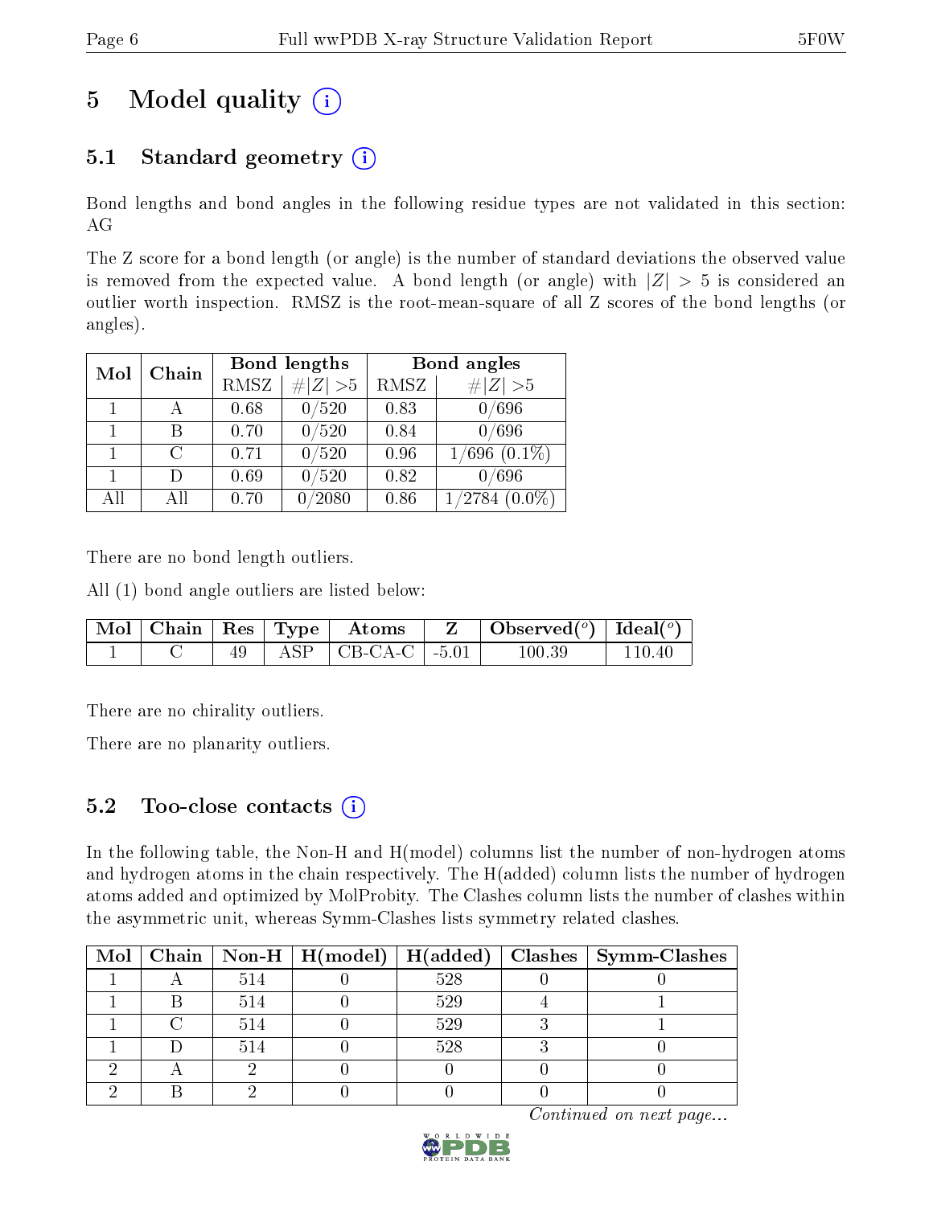# 5 Model quality

## 5.1 Standard geometry

Bond lengths and bond angles in the following residue types are not validated in this section: AG

The Z score for a bond length (or angle) is the number of standard deviations the observed value is removed from the expected value. A bond length (or angle) with $|Z| > 5$ is considered an outlier worth inspection. RMSZ is the root-mean-square of all Z scores of the bond lengths (or angles).

| Mol | Chain | Bond lengths | | Bond angles | |
|---|---|---|---|---|---|
| | | RMSZ | #\|Z\| >5 | RMSZ | #\|Z\| >5 |
| 1 | A | 0.68 | 0/520 | 0.83 | 0/696 |
| 1 | B | 0.70 | 0/520 | 0.84 | 0/696 |
| 1 | C | 0.71 | 0/520 | 0.96 | 1/696 (0.1%) |
| 1 | D | 0.69 | 0/520 | 0.82 | 0/696 |
| All | All | 0.70 | 0/2080 | 0.86 | 1/2784 (0.0%) |

There are no bond length outliers.

All (1) bond angle outliers are listed below:

| Mol | Chain | Res | Type | Atoms | Z | Observed(°) | Ideal(°) |
|---|---|---|---|---|---|---|---|
| 1 | C | 49 | ASP | CB-CA-C | -5.01 | 100.39 | 110.40 |

There are no chirality outliers.

There are no planarity outliers.

## 5.2 Too-close contacts

In the following table, the Non-H and H(model) columns list the number of non-hydrogen atoms and hydrogen atoms in the chain respectively. The H(added) column lists the number of hydrogen atoms added and optimized by MolProbity. The Clashes column lists the number of clashes within the asymmetric unit, whereas Symm-Clashes lists symmetry related clashes.

| Mol | Chain | Non-H | H(model) | H(added) | Clashes | Symm-Clashes |
|---|---|---|---|---|---|---|
| 1 | A | 514 | 0 | 528 | 0 | 0 |
| 1 | B | 514 | 0 | 529 | 4 | 1 |
| 1 | C | 514 | 0 | 529 | 3 | 1 |
| 1 | D | 514 | 0 | 528 | 3 | 0 |
| 2 | A | 2 | 0 | 0 | 0 | 0 |
| 2 | B | 2 | 0 | 0 | 0 | 0 |

*Continued on next page...*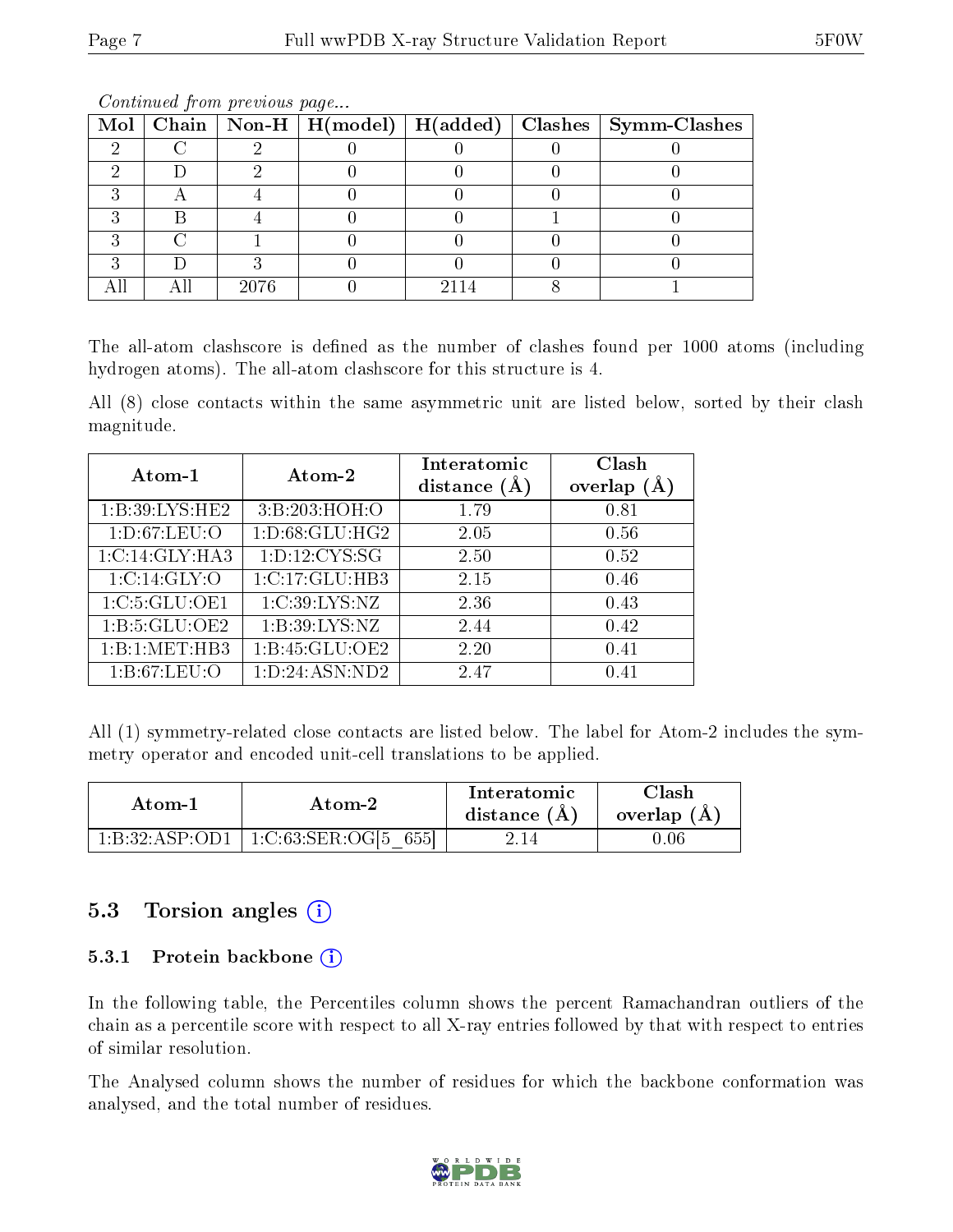*Continued from previous page...*

| Mol | Chain | Non-H | H(model) | H(added) | Clashes | Symm-Clashes |
|---|---|---|---|---|---|---|
| 2 | C | 2 | 0 | 0 | 0 | 0 |
| 2 | D | 2 | 0 | 0 | 0 | 0 |
| 3 | A | 4 | 0 | 0 | 0 | 0 |
| 3 | B | 4 | 0 | 0 | 1 | 0 |
| 3 | C | 1 | 0 | 0 | 0 | 0 |
| 3 | D | 3 | 0 | 0 | 0 | 0 |
| All | All | 2076 | 0 | 2114 | 8 | 1 |

The all-atom clashscore is defined as the number of clashes found per 1000 atoms (including hydrogen atoms). The all-atom clashscore for this structure is 4.

All (8) close contacts within the same asymmetric unit are listed below, sorted by their clash magnitude.

| Atom-1 | Atom-2 | Interatomic distance (Å) | Clash overlap (Å) |
|---|---|---|---|
| 1:B:39:LYS:HE2 | 3:B:203:HOH:O | 1.79 | 0.81 |
| 1:D:67:LEU:O | 1:D:68:GLU:HG2 | 2.05 | 0.56 |
| 1:C:14:GLY:HA3 | 1:D:12:CYS:SG | 2.50 | 0.52 |
| 1:C:14:GLY:O | 1:C:17:GLU:HB3 | 2.15 | 0.46 |
| 1:C:5:GLU:OE1 | 1:C:39:LYS:NZ | 2.36 | 0.43 |
| 1:B:5:GLU:OE2 | 1:B:39:LYS:NZ | 2.44 | 0.42 |
| 1:B:1:MET:HB3 | 1:B:45:GLU:OE2 | 2.20 | 0.41 |
| 1:B:67:LEU:O | 1:D:24:ASN:ND2 | 2.47 | 0.41 |

All (1) symmetry-related close contacts are listed below. The label for Atom-2 includes the symmetry operator and encoded unit-cell translations to be applied.

| Atom-1 | Atom-2 | Interatomic distance (Å) | Clash overlap (Å) |
|---|---|---|---|
| 1:B:32:ASP:OD1 | 1:C:63:SER:OG[5_655] | 2.14 | 0.06 |

## 5.3 Torsion angles

### 5.3.1 Protein backbone

In the following table, the Percentiles column shows the percent Ramachandran outliers of the chain as a percentile score with respect to all X-ray entries followed by that with respect to entries of similar resolution.

The Analysed column shows the number of residues for which the backbone conformation was analysed, and the total number of residues.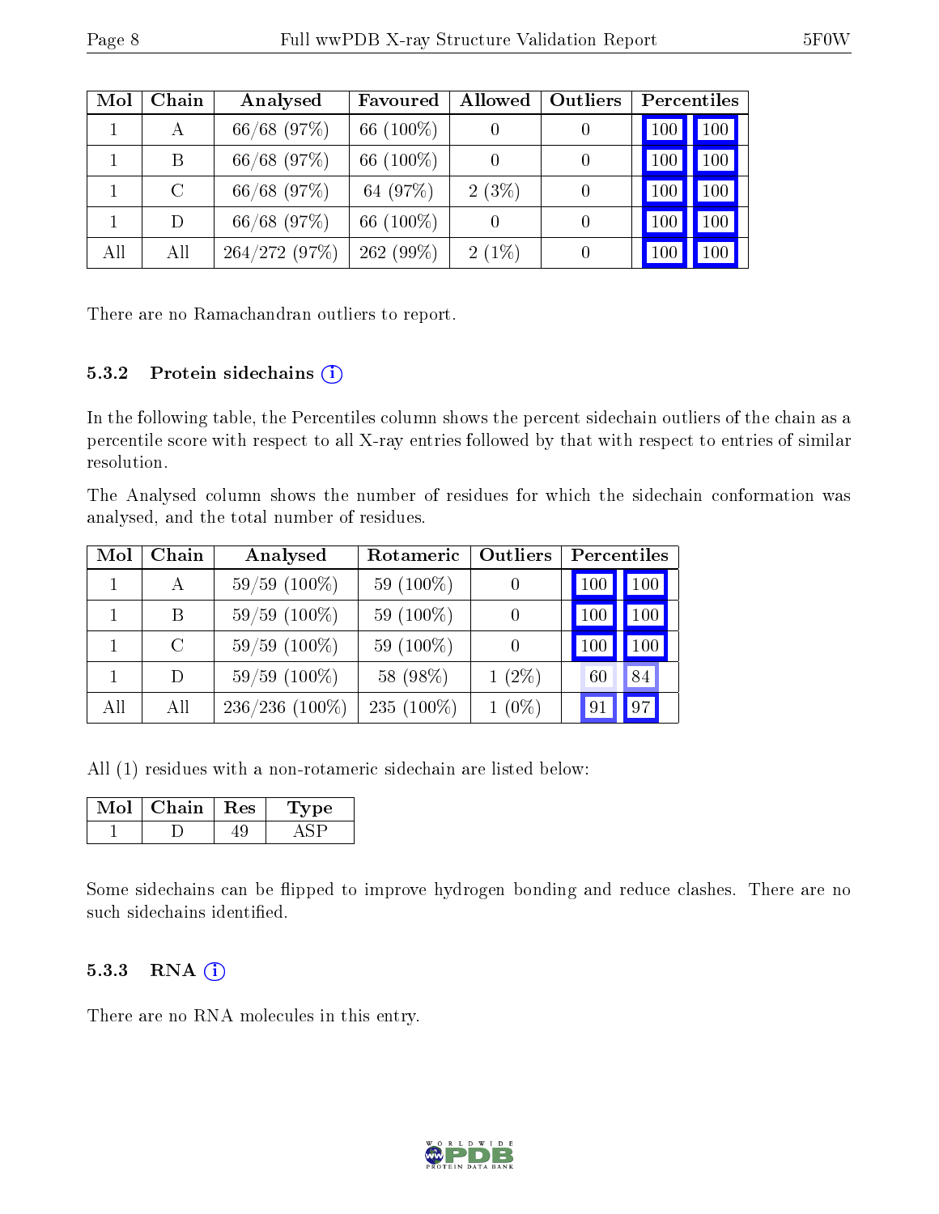| Mol | Chain | Analysed | Favoured | Allowed | Outliers | Percentiles | |
|---|---|---|---|---|---|---|---|
| 1 | A | 66/68 (97%) | 66 (100%) | 0 | 0 | 100 | 100 |
| 1 | B | 66/68 (97%) | 66 (100%) | 0 | 0 | 100 | 100 |
| 1 | C | 66/68 (97%) | 64 (97%) | 2 (3%) | 0 | 100 | 100 |
| 1 | D | 66/68 (97%) | 66 (100%) | 0 | 0 | 100 | 100 |
| All | All | 264/272 (97%) | 262 (99%) | 2 (1%) | 0 | 100 | 100 |

There are no Ramachandran outliers to report.

### 5.3.2 Protein sidechains (i)

In the following table, the Percentiles column shows the percent sidechain outliers of the chain as a percentile score with respect to all X-ray entries followed by that with respect to entries of similar resolution.

The Analysed column shows the number of residues for which the sidechain conformation was analysed, and the total number of residues.

| Mol | Chain | Analysed | Rotameric | Outliers | Percentiles | |
|---|---|---|---|---|---|---|
| 1 | A | 59/59 (100%) | 59 (100%) | 0 | 100 | 100 |
| 1 | B | 59/59 (100%) | 59 (100%) | 0 | 100 | 100 |
| 1 | C | 59/59 (100%) | 59 (100%) | 0 | 100 | 100 |
| 1 | D | 59/59 (100%) | 58 (98%) | 1 (2%) | 60 | 84 |
| All | All | 236/236 (100%) | 235 (100%) | 1 (0%) | 91 | 97 |

All (1) residues with a non-rotameric sidechain are listed below:

| Mol | Chain | Res | Type |
|---|---|---|---|
| 1 | D | 49 | ASP |

Some sidechains can be flipped to improve hydrogen bonding and reduce clashes. There are no such sidechains identified.

### 5.3.3 RNA (i)

There are no RNA molecules in this entry.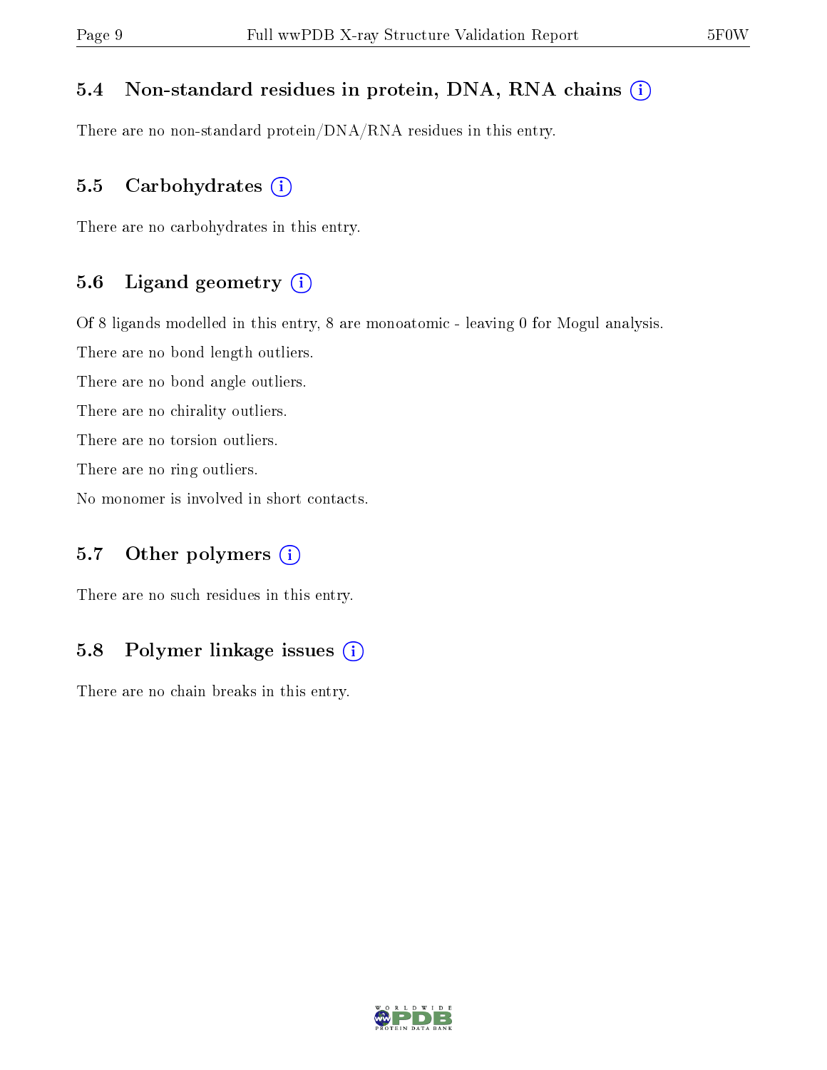### 5.4 Non-standard residues in protein, DNA, RNA chains (i)

There are no non-standard protein/DNA/RNA residues in this entry.

### 5.5 Carbohydrates (i)

There are no carbohydrates in this entry.

### 5.6 Ligand geometry (i)

Of 8 ligands modelled in this entry, 8 are monoatomic - leaving 0 for Mogul analysis.

There are no bond length outliers.

There are no bond angle outliers.

There are no chirality outliers.

There are no torsion outliers.

There are no ring outliers.

No monomer is involved in short contacts.

### 5.7 Other polymers (i)

There are no such residues in this entry.

### 5.8 Polymer linkage issues (i)

There are no chain breaks in this entry.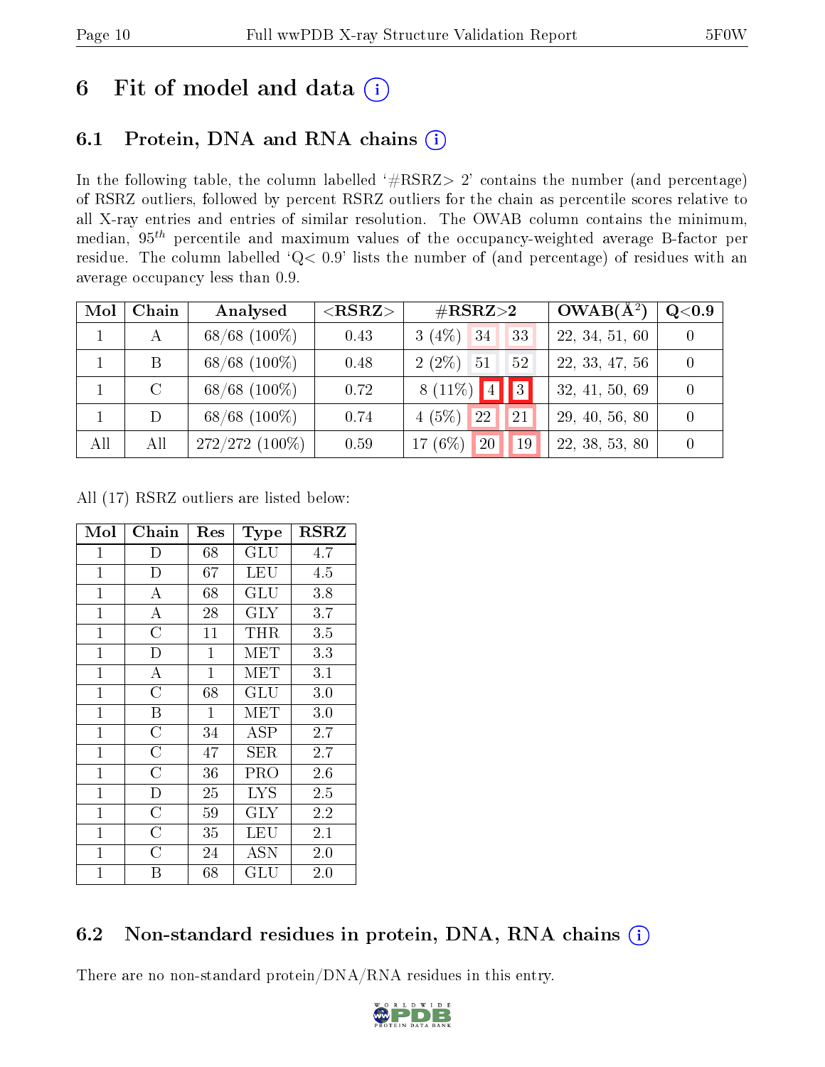# 6 Fit of model and data (i)

## 6.1 Protein, DNA and RNA chains (i)

In the following table, the column labelled '#RSRZ> 2' contains the number (and percentage) of RSRZ outliers, followed by percent RSRZ outliers for the chain as percentile scores relative to all X-ray entries and entries of similar resolution. The OWAB column contains the minimum, median, $95^{th}$ percentile and maximum values of the occupancy-weighted average B-factor per residue. The column labelled 'Q< 0.9' lists the number of (and percentage) of residues with an average occupancy less than 0.9.

| Mol | Chain | Analysed | <RSRZ> | #RSRZ>2 | | | OWAB(Å²) | Q<0.9 |
|---|---|---|---|---|---|---|---|---|
| 1 | A | 68/68 (100%) | 0.43 | 3 (4%) | 34 | 33 | 22, 34, 51, 60 | 0 |
| 1 | B | 68/68 (100%) | 0.48 | 2 (2%) | 51 | 52 | 22, 33, 47, 56 | 0 |
| 1 | C | 68/68 (100%) | 0.72 | 8 (11%) | 4 | 3 | 32, 41, 50, 69 | 0 |
| 1 | D | 68/68 (100%) | 0.74 | 4 (5%) | 22 | 21 | 29, 40, 56, 80 | 0 |
| All | All | 272/272 (100%) | 0.59 | 17 (6%) | 20 | 19 | 22, 38, 53, 80 | 0 |

All (17) RSRZ outliers are listed below:

| Mol | Chain | Res | Type | RSRZ |
|---|---|---|---|---|
| 1 | D | 68 | GLU | 4.7 |
| 1 | D | 67 | LEU | 4.5 |
| 1 | A | 68 | GLU | 3.8 |
| 1 | A | 28 | GLY | 3.7 |
| 1 | C | 11 | THR | 3.5 |
| 1 | D | 1 | MET | 3.3 |
| 1 | A | 1 | MET | 3.1 |
| 1 | C | 68 | GLU | 3.0 |
| 1 | B | 1 | MET | 3.0 |
| 1 | C | 34 | ASP | 2.7 |
| 1 | C | 47 | SER | 2.7 |
| 1 | C | 36 | PRO | 2.6 |
| 1 | D | 25 | LYS | 2.5 |
| 1 | C | 59 | GLY | 2.2 |
| 1 | C | 35 | LEU | 2.1 |
| 1 | C | 24 | ASN | 2.0 |
| 1 | B | 68 | GLU | 2.0 |

## 6.2 Non-standard residues in protein, DNA, RNA chains (i)

There are no non-standard protein/DNA/RNA residues in this entry.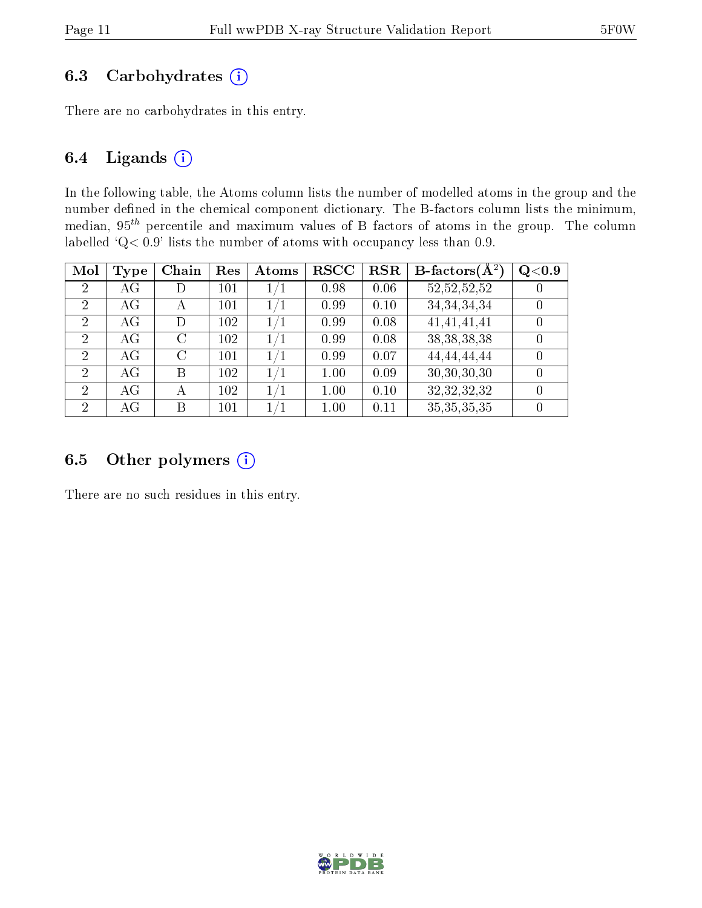### 6.3 Carbohydrates (i)

There are no carbohydrates in this entry.

### 6.4 Ligands (i)

In the following table, the Atoms column lists the number of modelled atoms in the group and the number defined in the chemical component dictionary. The B-factors column lists the minimum, median, $95^{th}$ percentile and maximum values of B factors of atoms in the group. The column labelled 'Q< 0.9' lists the number of atoms with occupancy less than 0.9.

| Mol | Type | Chain | Res | Atoms | RSCC | RSR | B-factors(Å$^2$) | Q<0.9 |
|---|---|---|---|---|---|---|---|---|
| 2 | AG | D | 101 | 1/1 | 0.98 | 0.06 | 52,52,52,52 | 0 |
| 2 | AG | A | 101 | 1/1 | 0.99 | 0.10 | 34,34,34,34 | 0 |
| 2 | AG | D | 102 | 1/1 | 0.99 | 0.08 | 41,41,41,41 | 0 |
| 2 | AG | C | 102 | 1/1 | 0.99 | 0.08 | 38,38,38,38 | 0 |
| 2 | AG | C | 101 | 1/1 | 0.99 | 0.07 | 44,44,44,44 | 0 |
| 2 | AG | B | 102 | 1/1 | 1.00 | 0.09 | 30,30,30,30 | 0 |
| 2 | AG | A | 102 | 1/1 | 1.00 | 0.10 | 32,32,32,32 | 0 |
| 2 | AG | B | 101 | 1/1 | 1.00 | 0.11 | 35,35,35,35 | 0 |

### 6.5 Other polymers (i)

There are no such residues in this entry.